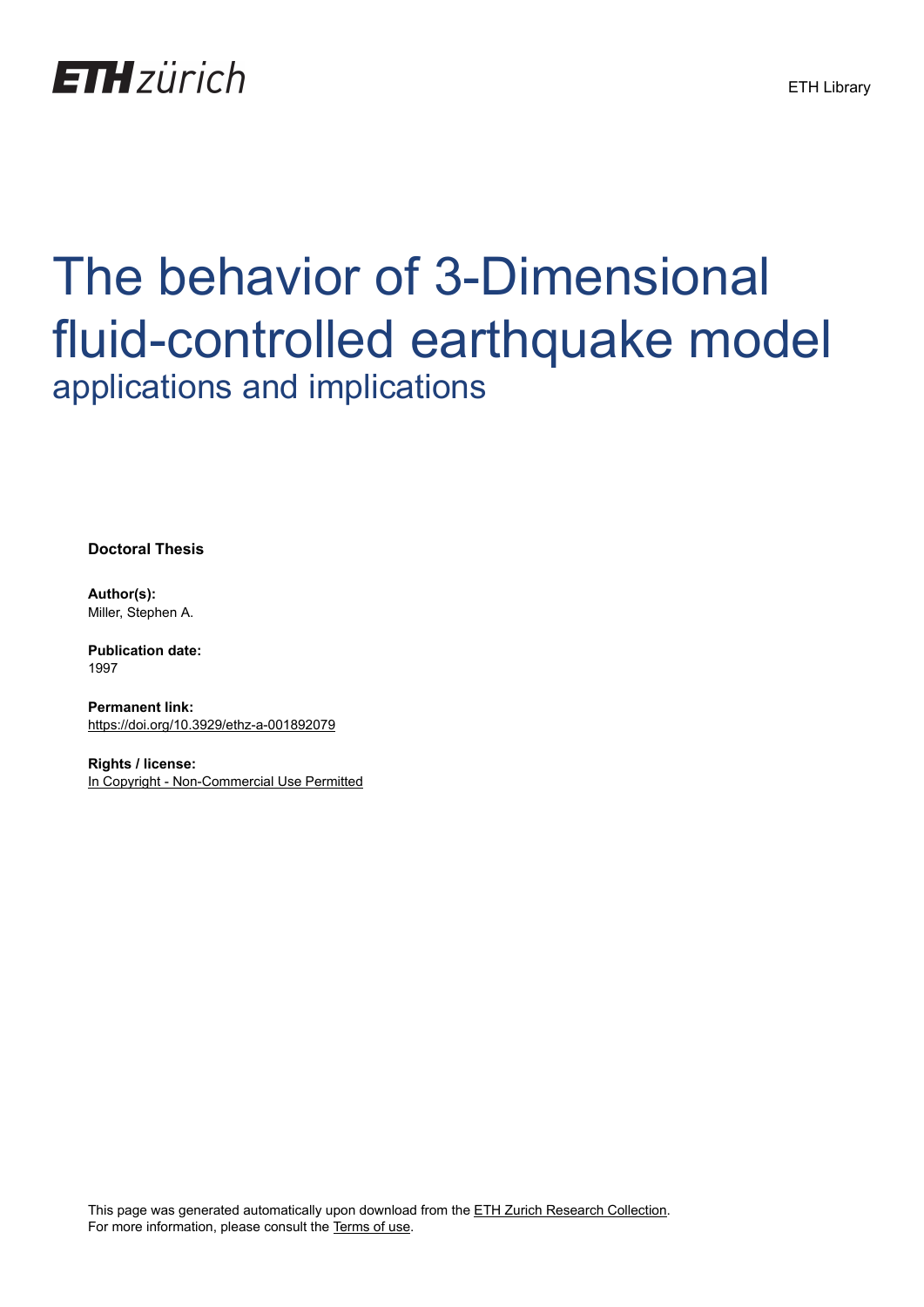ETH zürich

ETH Library

# The behavior of 3-Dimensional fluid-controlled earthquake model

## applications and implications

**Doctoral Thesis**

**Author(s):**
Miller, Stephen A.

**Publication date:**
1997

**Permanent link:**
https://doi.org/10.3929/ethz-a-001892079

**Rights / license:**
In Copyright - Non-Commercial Use Permitted

This page was generated automatically upon download from the ETH Zurich Research Collection.
For more information, please consult the Terms of use.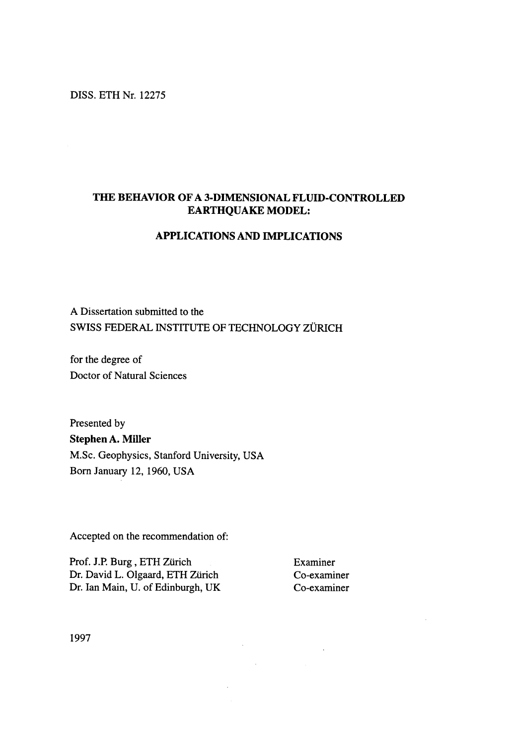DISS. ETH Nr. 12275

# THE BEHAVIOR OF A 3-DIMENSIONAL FLUID-CONTROLLED EARTHQUAKE MODEL:

## APPLICATIONS AND IMPLICATIONS

A Dissertation submitted to the
SWISS FEDERAL INSTITUTE OF TECHNOLOGY ZÜRICH

for the degree of
Doctor of Natural Sciences

Presented by
**Stephen A. Miller**
M.Sc. Geophysics, Stanford University, USA
Born January 12, 1960, USA

Accepted on the recommendation of:

| | |
|---|---|
| Prof. J.P. Burg , ETH Zürich | Examiner |
| Dr. David L. Olgaard, ETH Zürich | Co-examiner |
| Dr. Ian Main, U. of Edinburgh, UK | Co-examiner |

1997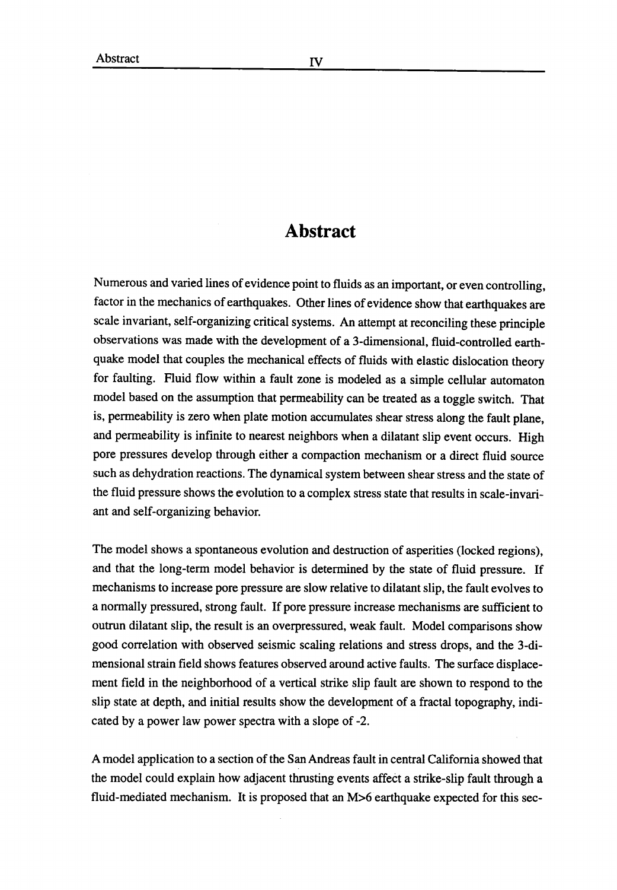# Abstract

Numerous and varied lines of evidence point to fluids as an important, or even controlling, factor in the mechanics of earthquakes. Other lines of evidence show that earthquakes are scale invariant, self-organizing critical systems. An attempt at reconciling these principle observations was made with the development of a 3-dimensional, fluid-controlled earthquake model that couples the mechanical effects of fluids with elastic dislocation theory for faulting. Fluid flow within a fault zone is modeled as a simple cellular automaton model based on the assumption that permeability can be treated as a toggle switch. That is, permeability is zero when plate motion accumulates shear stress along the fault plane, and permeability is infinite to nearest neighbors when a dilatant slip event occurs. High pore pressures develop through either a compaction mechanism or a direct fluid source such as dehydration reactions. The dynamical system between shear stress and the state of the fluid pressure shows the evolution to a complex stress state that results in scale-invariant and self-organizing behavior.

The model shows a spontaneous evolution and destruction of asperities (locked regions), and that the long-term model behavior is determined by the state of fluid pressure. If mechanisms to increase pore pressure are slow relative to dilatant slip, the fault evolves to a normally pressured, strong fault. If pore pressure increase mechanisms are sufficient to outrun dilatant slip, the result is an overpressured, weak fault. Model comparisons show good correlation with observed seismic scaling relations and stress drops, and the 3-dimensional strain field shows features observed around active faults. The surface displacement field in the neighborhood of a vertical strike slip fault are shown to respond to the slip state at depth, and initial results show the development of a fractal topography, indicated by a power law power spectra with a slope of -2.

A model application to a section of the San Andreas fault in central California showed that the model could explain how adjacent thrusting events affect a strike-slip fault through a fluid-mediated mechanism. It is proposed that an M>6 earthquake expected for this sec-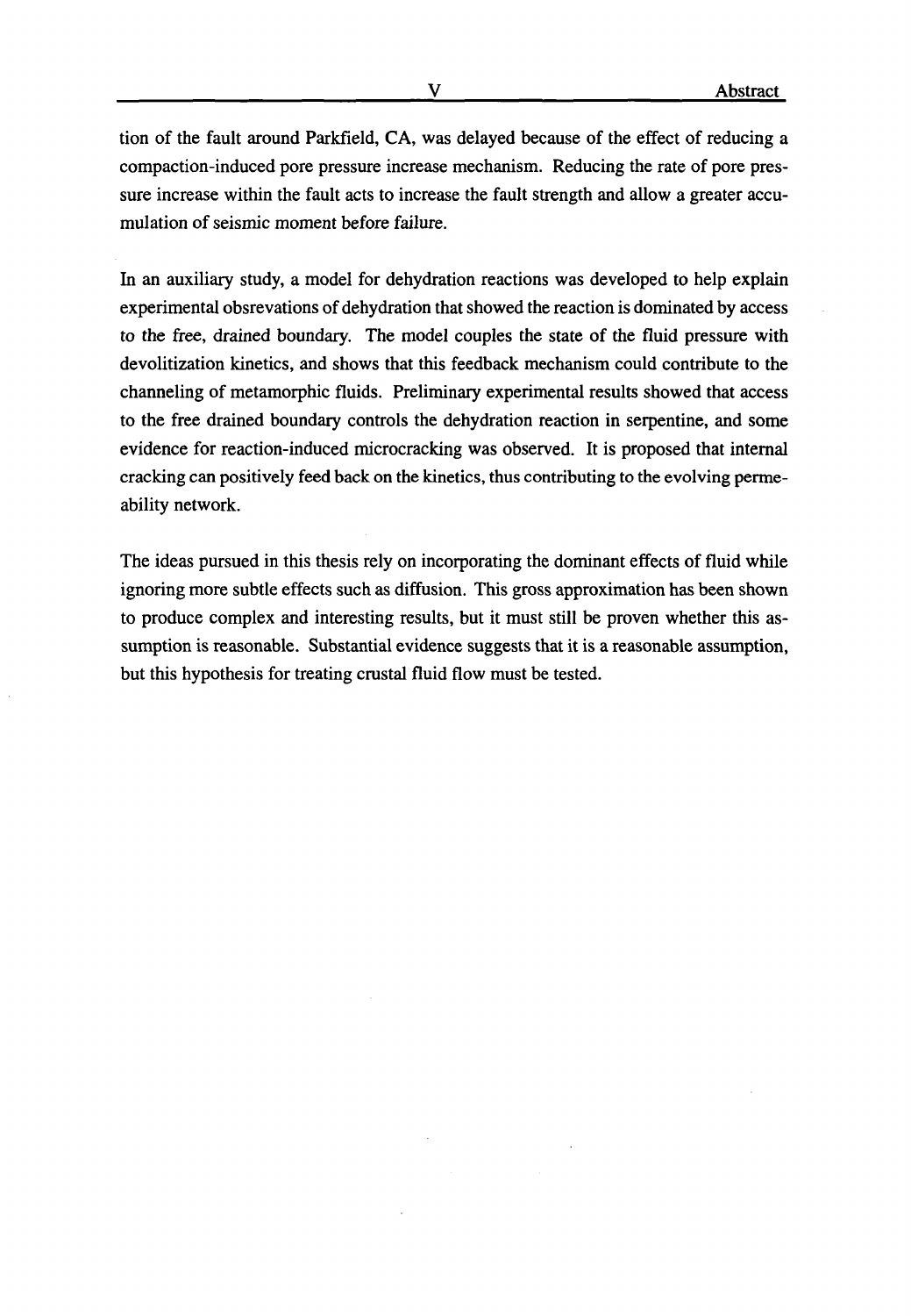tion of the fault around Parkfield, CA, was delayed because of the effect of reducing a compaction-induced pore pressure increase mechanism. Reducing the rate of pore pressure increase within the fault acts to increase the fault strength and allow a greater accumulation of seismic moment before failure.

In an auxiliary study, a model for dehydration reactions was developed to help explain experimental obsrevations of dehydration that showed the reaction is dominated by access to the free, drained boundary. The model couples the state of the fluid pressure with devolitization kinetics, and shows that this feedback mechanism could contribute to the channeling of metamorphic fluids. Preliminary experimental results showed that access to the free drained boundary controls the dehydration reaction in serpentine, and some evidence for reaction-induced microcracking was observed. It is proposed that internal cracking can positively feed back on the kinetics, thus contributing to the evolving permeability network.

The ideas pursued in this thesis rely on incorporating the dominant effects of fluid while ignoring more subtle effects such as diffusion. This gross approximation has been shown to produce complex and interesting results, but it must still be proven whether this assumption is reasonable. Substantial evidence suggests that it is a reasonable assumption, but this hypothesis for treating crustal fluid flow must be tested.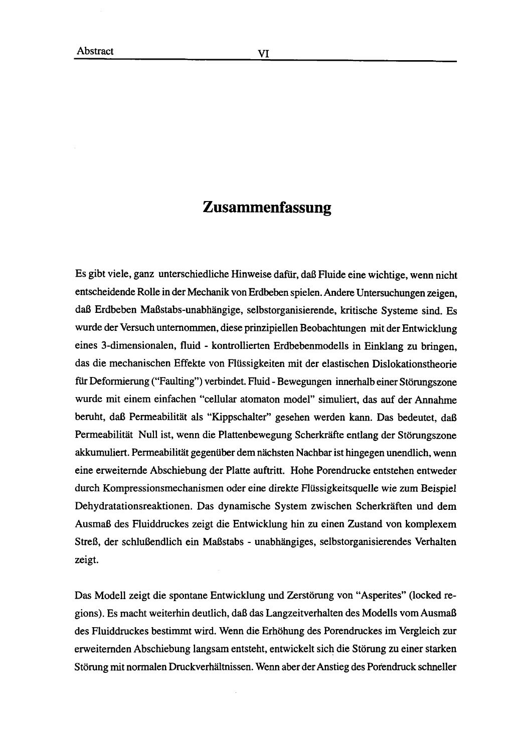# Zusammenfassung

Es gibt viele, ganz unterschiedliche Hinweise dafür, daß Fluide eine wichtige, wenn nicht entscheidende Rolle in der Mechanik von Erdbeben spielen. Andere Untersuchungen zeigen, daß Erdbeben Maßstabs-unabhängige, selbstorganisierende, kritische Systeme sind. Es wurde der Versuch unternommen, diese prinzipiellen Beobachtungen mit der Entwicklung eines 3-dimensionalen, fluid - kontrollierten Erdbebenmodells in Einklang zu bringen, das die mechanischen Effekte von Flüssigkeiten mit der elastischen Dislokationstheorie für Deformierung ("Faulting") verbindet. Fluid - Bewegungen innerhalb einer Störungszone wurde mit einem einfachen "cellular atomaton model" simuliert, das auf der Annahme beruht, daß Permeabilität als "Kippschalter" gesehen werden kann. Das bedeutet, daß Permeabilität Null ist, wenn die Plattenbewegung Scherkräfte entlang der Störungszone akkumuliert. Permeabilität gegenüber dem nächsten Nachbar ist hingegen unendlich, wenn eine erweiternde Abschiebung der Platte auftritt. Hohe Porendrucke entstehen entweder durch Kompressionsmechanismen oder eine direkte Flüssigkeitsquelle wie zum Beispiel Dehydratationsreaktionen. Das dynamische System zwischen Scherkräften und dem Ausmaß des Fluiddruckes zeigt die Entwicklung hin zu einen Zustand von komplexem Streß, der schlußendlich ein Maßstabs - unabhängiges, selbstorganisierendes Verhalten zeigt.

Das Modell zeigt die spontane Entwicklung und Zerstörung von "Asperites" (locked regions). Es macht weiterhin deutlich, daß das Langzeitverhalten des Modells vom Ausmaß des Fluiddruckes bestimmt wird. Wenn die Erhöhung des Porendruckes im Vergleich zur erweiternden Abschiebung langsam entsteht, entwickelt sich die Störung zu einer starken Störung mit normalen Druckverhältnissen. Wenn aber der Anstieg des Porendruck schneller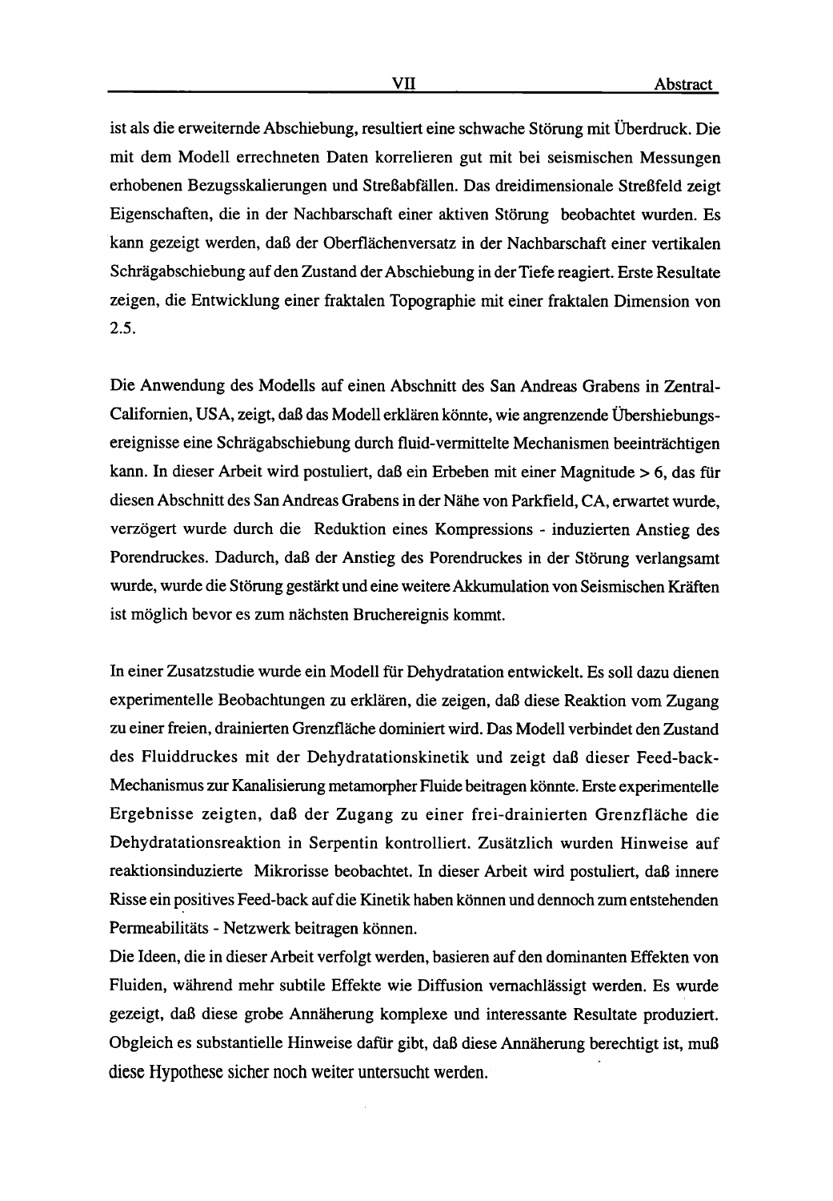ist als die erweiternde Abschiebung, resultiert eine schwache Störung mit Überdruck. Die mit dem Modell errechneten Daten korrelieren gut mit bei seismischen Messungen erhobenen Bezugsskalierungen und Streßabfällen. Das dreidimensionale Streßfeld zeigt Eigenschaften, die in der Nachbarschaft einer aktiven Störung beobachtet wurden. Es kann gezeigt werden, daß der Oberflächenversatz in der Nachbarschaft einer vertikalen Schrägabschiebung auf den Zustand der Abschiebung in der Tiefe reagiert. Erste Resultate zeigen, die Entwicklung einer fraktalen Topographie mit einer fraktalen Dimension von 2.5.

Die Anwendung des Modells auf einen Abschnitt des San Andreas Grabens in Zentral-Californien, USA, zeigt, daß das Modell erklären könnte, wie angrenzende Übershiebungsereignisse eine Schrägabschiebung durch fluid-vermittelte Mechanismen beeinträchtigen kann. In dieser Arbeit wird postuliert, daß ein Erbeben mit einer Magnitude > 6, das für diesen Abschnitt des San Andreas Grabens in der Nähe von Parkfield, CA, erwartet wurde, verzögert wurde durch die Reduktion eines Kompressions - induzierten Anstieg des Porendruckes. Dadurch, daß der Anstieg des Porendruckes in der Störung verlangsamt wurde, wurde die Störung gestärkt und eine weitere Akkumulation von Seismischen Kräften ist möglich bevor es zum nächsten Bruchereignis kommt.

In einer Zusatzstudie wurde ein Modell für Dehydratation entwickelt. Es soll dazu dienen experimentelle Beobachtungen zu erklären, die zeigen, daß diese Reaktion vom Zugang zu einer freien, drainierten Grenzfläche dominiert wird. Das Modell verbindet den Zustand des Fluiddruckes mit der Dehydratationskinetik und zeigt daß dieser Feed-back-Mechanismus zur Kanalisierung metamorpher Fluide beitragen könnte. Erste experimentelle Ergebnisse zeigten, daß der Zugang zu einer frei-drainierten Grenzfläche die Dehydratationsreaktion in Serpentin kontrolliert. Zusätzlich wurden Hinweise auf reaktionsinduzierte Mikrorisse beobachtet. In dieser Arbeit wird postuliert, daß innere Risse ein positives Feed-back auf die Kinetik haben können und dennoch zum entstehenden Permeabilitäts - Netzwerk beitragen können.

Die Ideen, die in dieser Arbeit verfolgt werden, basieren auf den dominanten Effekten von Fluiden, während mehr subtile Effekte wie Diffusion vernachlässigt werden. Es wurde gezeigt, daß diese grobe Annäherung komplexe und interessante Resultate produziert. Obgleich es substantielle Hinweise dafür gibt, daß diese Annäherung berechtigt ist, muß diese Hypothese sicher noch weiter untersucht werden.